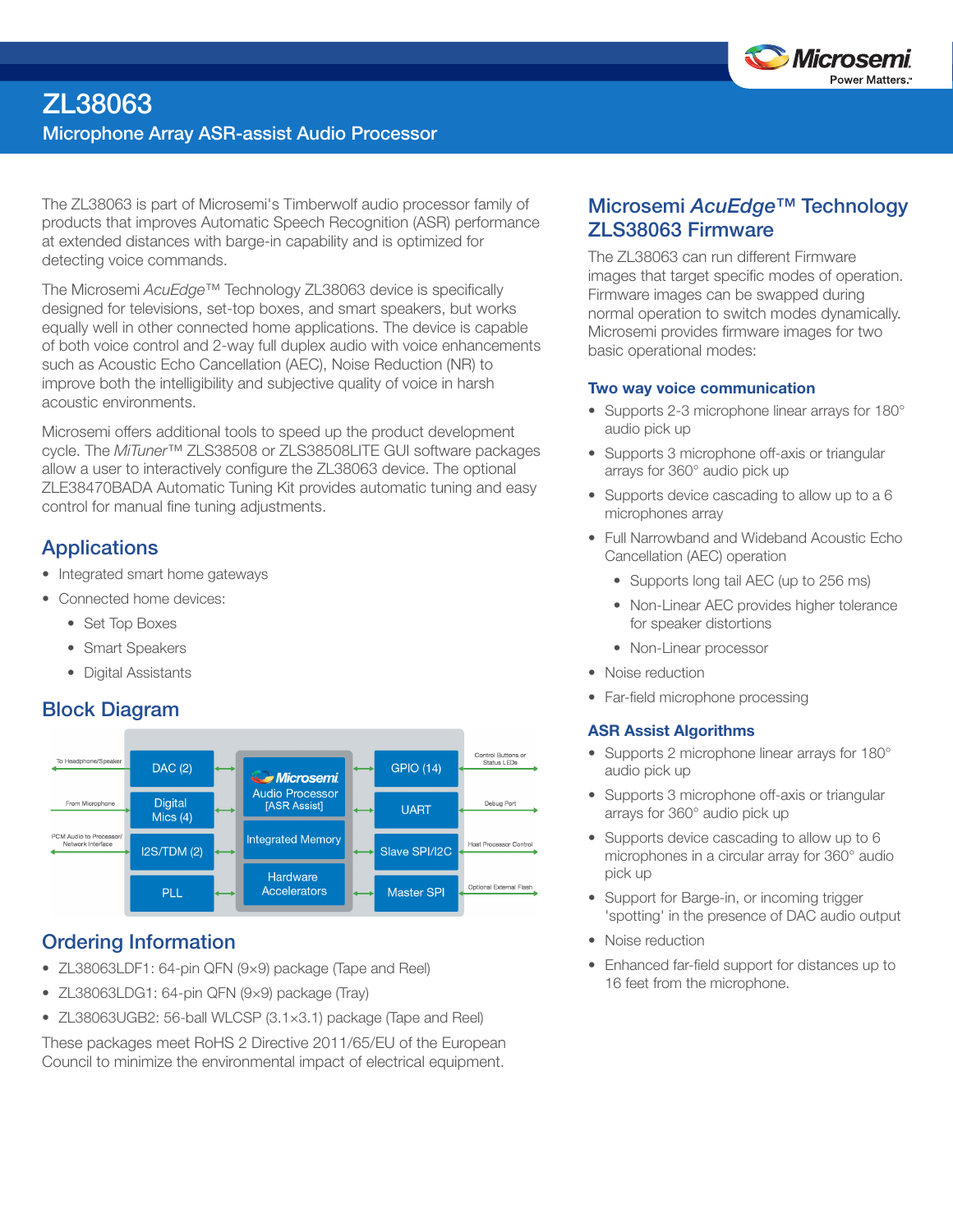# ZL38063

## Microphone Array ASR-assist Audio Processor

The ZL38063 is part of Microsemi's Timberwolf audio processor family of products that improves Automatic Speech Recognition (ASR) performance at extended distances with barge-in capability and is optimized for detecting voice commands.

The Microsemi *AcuEdge*™ Technology ZL38063 device is specifically designed for televisions, set-top boxes, and smart speakers, but works equally well in other connected home applications. The device is capable of both voice control and 2-way full duplex audio with voice enhancements such as Acoustic Echo Cancellation (AEC), Noise Reduction (NR) to improve both the intelligibility and subjective quality of voice in harsh acoustic environments.

Microsemi offers additional tools to speed up the product development cycle. The *MiTuner*™ ZLS38508 or ZLS38508LITE GUI software packages allow a user to interactively configure the ZL38063 device. The optional ZLE38470BADA Automatic Tuning Kit provides automatic tuning and easy control for manual fine tuning adjustments.

## Applications

- Integrated smart home gateways
- Connected home devices:
  - Set Top Boxes
  - Smart Speakers
  - Digital Assistants

## Block Diagram

| External | Interface | Core | Interface | External |
|---|---|---|---|---|
| To Headphone/Speaker | DAC (2) | Microsemi Audio Processor [ASR Assist] | GPIO (14) | Control Buttons or Status LEDs |
| From Microphone | Digital Mics (4) | | UART | Debug Port |
| PCM Audio to Processor/ Network Interface | I2S/TDM (2) | Integrated Memory | Slave SPI/I2C | Host Processor Control |
| | PLL | Hardware Accelerators | Master SPI | Optional External Flash |

## Ordering Information

- ZL38063LDF1: 64-pin QFN (9×9) package (Tape and Reel)
- ZL38063LDG1: 64-pin QFN (9×9) package (Tray)
- ZL38063UGB2: 56-ball WLCSP (3.1×3.1) package (Tape and Reel)

These packages meet RoHS 2 Directive 2011/65/EU of the European Council to minimize the environmental impact of electrical equipment.

## Microsemi *AcuEdge*™ Technology ZLS38063 Firmware

The ZL38063 can run different Firmware images that target specific modes of operation. Firmware images can be swapped during normal operation to switch modes dynamically. Microsemi provides firmware images for two basic operational modes:

### Two way voice communication

- Supports 2-3 microphone linear arrays for 180° audio pick up
- Supports 3 microphone off-axis or triangular arrays for 360° audio pick up
- Supports device cascading to allow up to a 6 microphones array
- Full Narrowband and Wideband Acoustic Echo Cancellation (AEC) operation
  - Supports long tail AEC (up to 256 ms)
  - Non-Linear AEC provides higher tolerance for speaker distortions
  - Non-Linear processor
- Noise reduction
- Far-field microphone processing

### ASR Assist Algorithms

- Supports 2 microphone linear arrays for 180° audio pick up
- Supports 3 microphone off-axis or triangular arrays for 360° audio pick up
- Supports device cascading to allow up to 6 microphones in a circular array for 360° audio pick up
- Support for Barge-in, or incoming trigger 'spotting' in the presence of DAC audio output
- Noise reduction
- Enhanced far-field support for distances up to 16 feet from the microphone.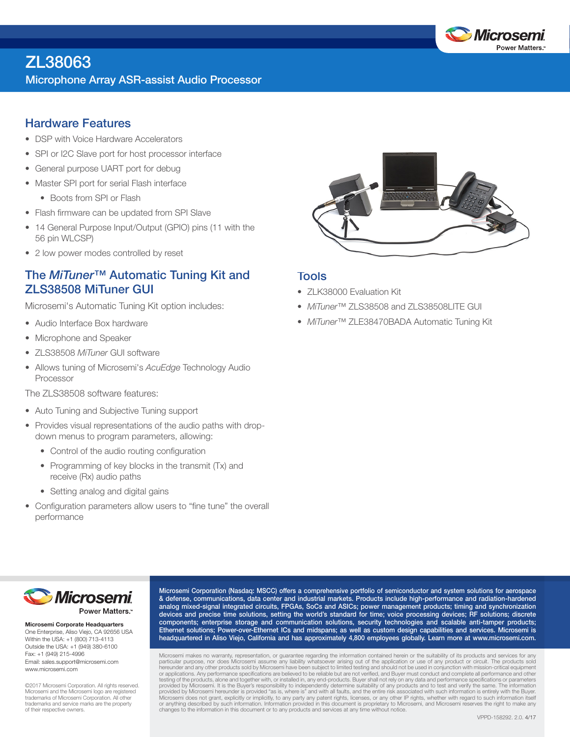# ZL38063

## Microphone Array ASR-assist Audio Processor

## Hardware Features

- DSP with Voice Hardware Accelerators
- SPI or I2C Slave port for host processor interface
- General purpose UART port for debug
- Master SPI port for serial Flash interface
  - Boots from SPI or Flash
- Flash firmware can be updated from SPI Slave
- 14 General Purpose Input/Output (GPIO) pins (11 with the 56 pin WLCSP)
- 2 low power modes controlled by reset

## The *MiTuner*™ Automatic Tuning Kit and ZLS38508 MiTuner GUI

Microsemi's Automatic Tuning Kit option includes:

- Audio Interface Box hardware
- Microphone and Speaker
- ZLS38508 *MiTuner* GUI software
- Allows tuning of Microsemi's *AcuEdge* Technology Audio Processor

The ZLS38508 software features:

- Auto Tuning and Subjective Tuning support
- Provides visual representations of the audio paths with drop-down menus to program parameters, allowing:
  - Control of the audio routing configuration
  - Programming of key blocks in the transmit (Tx) and receive (Rx) audio paths
  - Setting analog and digital gains
- Configuration parameters allow users to "fine tune" the overall performance

## Tools

- ZLK38000 Evaluation Kit
- *MiTuner*™ ZLS38508 and ZLS38508LITE GUI
- *MiTuner*™ ZLE38470BADA Automatic Tuning Kit

**Microsemi Corporate Headquarters**
One Enterprise, Aliso Viejo, CA 92656 USA
Within the USA: +1 (800) 713-4113
Outside the USA: +1 (949) 380-6100
Fax: +1 (949) 215-4996
Email: sales.support@microsemi.com
www.microsemi.com

©2017 Microsemi Corporation. All rights reserved. Microsemi and the Microsemi logo are registered trademarks of Microsemi Corporation. All other trademarks and service marks are the property of their respective owners.

**Microsemi Corporation (Nasdaq: MSCC) offers a comprehensive portfolio of semiconductor and system solutions for aerospace & defense, communications, data center and industrial markets. Products include high-performance and radiation-hardened analog mixed-signal integrated circuits, FPGAs, SoCs and ASICs; power management products; timing and synchronization devices and precise time solutions, setting the world's standard for time; voice processing devices; RF solutions; discrete components; enterprise storage and communication solutions, security technologies and scalable anti-tamper products; Ethernet solutions; Power-over-Ethernet ICs and midspans; as well as custom design capabilities and services. Microsemi is headquartered in Aliso Viejo, California and has approximately 4,800 employees globally. Learn more at www.microsemi.com.**

Microsemi makes no warranty, representation, or guarantee regarding the information contained herein or the suitability of its products and services for any particular purpose, nor does Microsemi assume any liability whatsoever arising out of the application or use of any product or circuit. The products sold hereunder and any other products sold by Microsemi have been subject to limited testing and should not be used in conjunction with mission-critical equipment or applications. Any performance specifications are believed to be reliable but are not verified, and Buyer must conduct and complete all performance and other testing of the products, alone and together with, or installed in, any end-products. Buyer shall not rely on any data and performance specifications or parameters provided by Microsemi. It is the Buyer's responsibility to independently determine suitability of any products and to test and verify the same. The information provided by Microsemi hereunder is provided "as is, where is" and with all faults, and the entire risk associated with such information is entirely with the Buyer. Microsemi does not grant, explicitly or implicitly, to any party any patent rights, licenses, or any other IP rights, whether with regard to such information itself or anything described by such information. Information provided in this document is proprietary to Microsemi, and Microsemi reserves the right to make any changes to the information in this document or to any products and services at any time without notice.

VPPD-158292. 2.0. 4/17